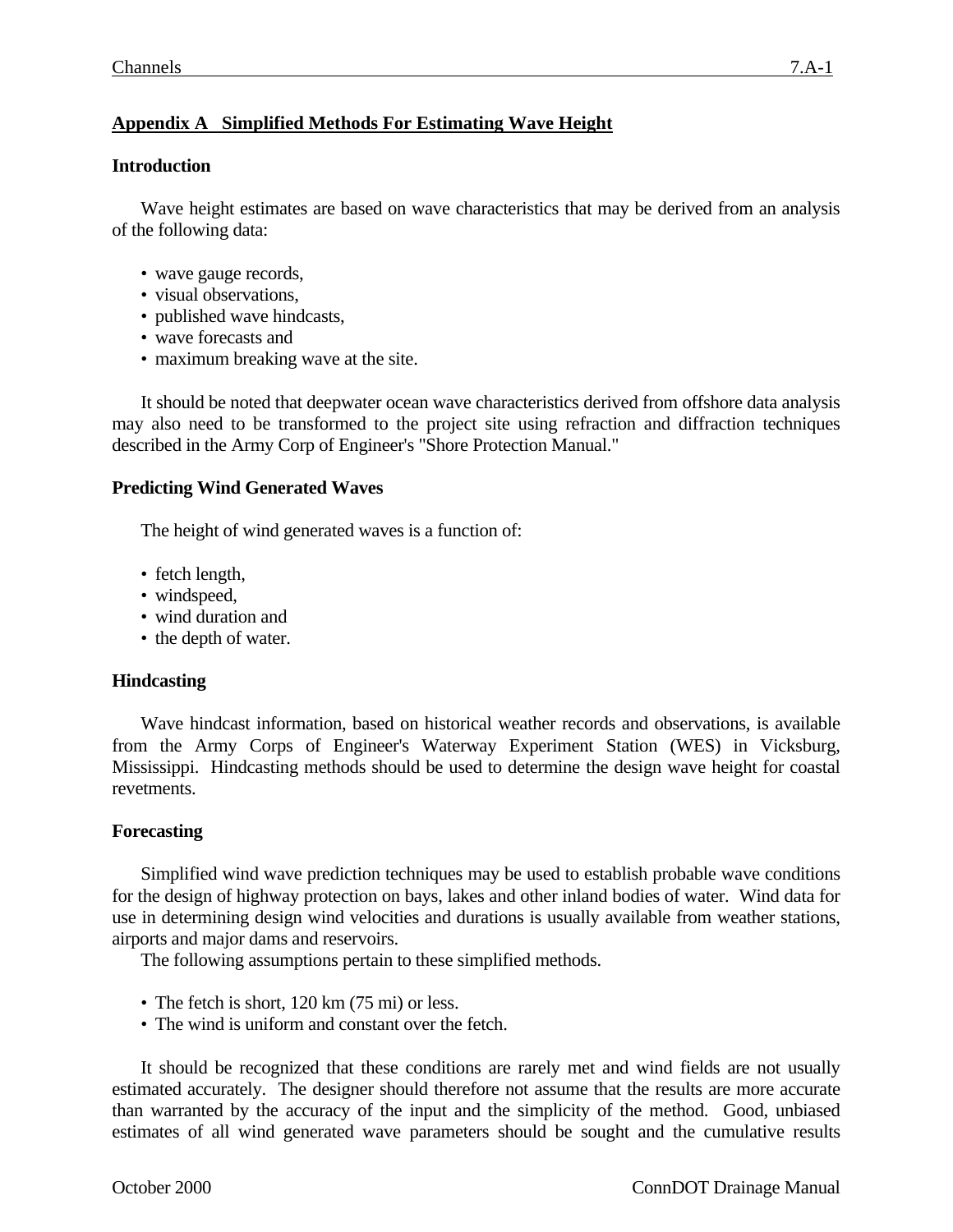## Appendix A   Simplified Methods For Estimating Wave Height

### Introduction

Wave height estimates are based on wave characteristics that may be derived from an analysis of the following data:

- wave gauge records,
- visual observations,
- published wave hindcasts,
- wave forecasts and
- maximum breaking wave at the site.

It should be noted that deepwater ocean wave characteristics derived from offshore data analysis may also need to be transformed to the project site using refraction and diffraction techniques described in the Army Corp of Engineer's "Shore Protection Manual."

### Predicting Wind Generated Waves

The height of wind generated waves is a function of:

- fetch length,
- windspeed,
- wind duration and
- the depth of water.

### Hindcasting

Wave hindcast information, based on historical weather records and observations, is available from the Army Corps of Engineer's Waterway Experiment Station (WES) in Vicksburg, Mississippi. Hindcasting methods should be used to determine the design wave height for coastal revetments.

### Forecasting

Simplified wind wave prediction techniques may be used to establish probable wave conditions for the design of highway protection on bays, lakes and other inland bodies of water. Wind data for use in determining design wind velocities and durations is usually available from weather stations, airports and major dams and reservoirs.

The following assumptions pertain to these simplified methods.

- The fetch is short, 120 km (75 mi) or less.
- The wind is uniform and constant over the fetch.

It should be recognized that these conditions are rarely met and wind fields are not usually estimated accurately. The designer should therefore not assume that the results are more accurate than warranted by the accuracy of the input and the simplicity of the method. Good, unbiased estimates of all wind generated wave parameters should be sought and the cumulative results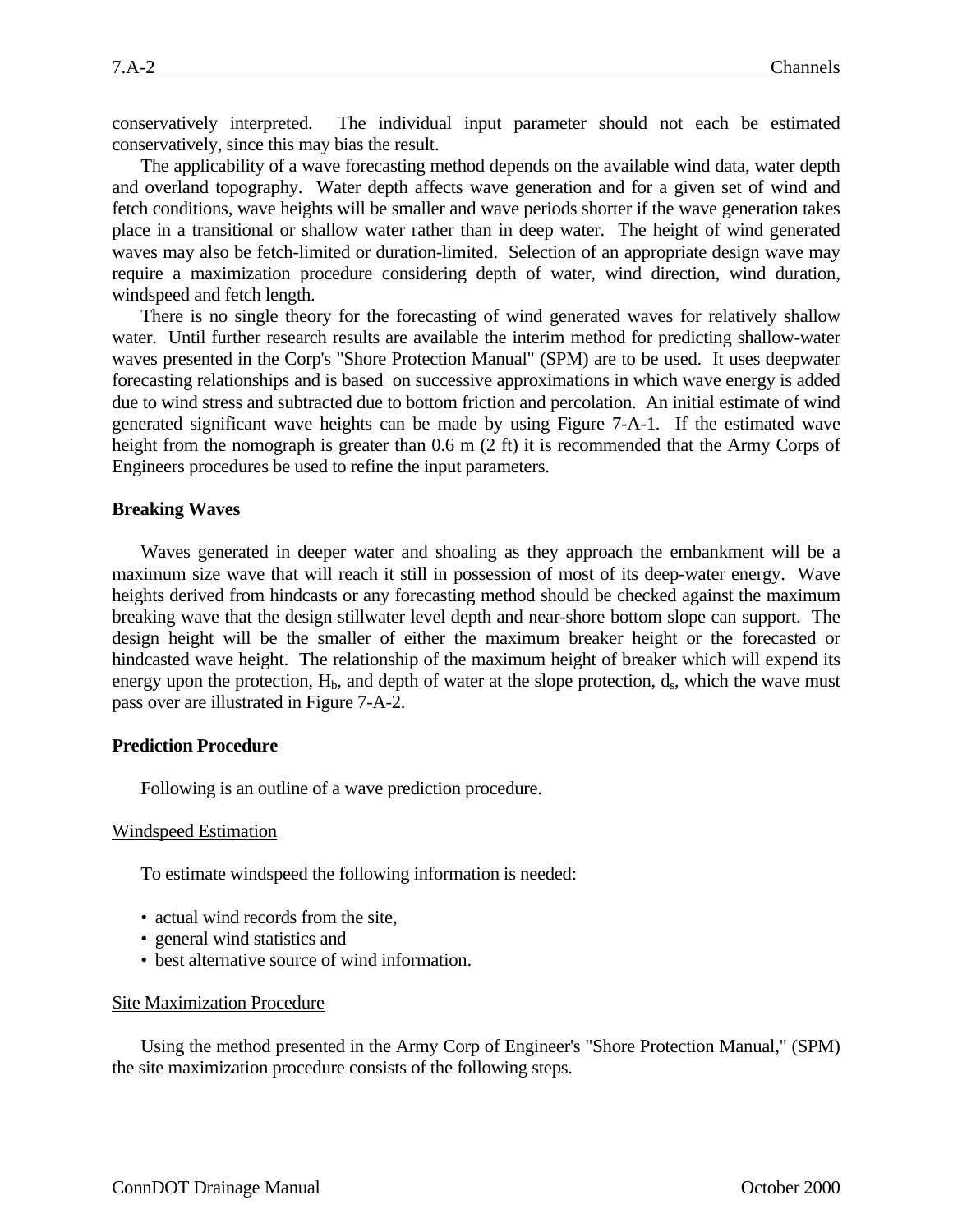conservatively interpreted. The individual input parameter should not each be estimated conservatively, since this may bias the result.

The applicability of a wave forecasting method depends on the available wind data, water depth and overland topography. Water depth affects wave generation and for a given set of wind and fetch conditions, wave heights will be smaller and wave periods shorter if the wave generation takes place in a transitional or shallow water rather than in deep water. The height of wind generated waves may also be fetch-limited or duration-limited. Selection of an appropriate design wave may require a maximization procedure considering depth of water, wind direction, wind duration, windspeed and fetch length.

There is no single theory for the forecasting of wind generated waves for relatively shallow water. Until further research results are available the interim method for predicting shallow-water waves presented in the Corp's "Shore Protection Manual" (SPM) are to be used. It uses deepwater forecasting relationships and is based on successive approximations in which wave energy is added due to wind stress and subtracted due to bottom friction and percolation. An initial estimate of wind generated significant wave heights can be made by using Figure 7-A-1. If the estimated wave height from the nomograph is greater than 0.6 m (2 ft) it is recommended that the Army Corps of Engineers procedures be used to refine the input parameters.

**Breaking Waves**

Waves generated in deeper water and shoaling as they approach the embankment will be a maximum size wave that will reach it still in possession of most of its deep-water energy. Wave heights derived from hindcasts or any forecasting method should be checked against the maximum breaking wave that the design stillwater level depth and near-shore bottom slope can support. The design height will be the smaller of either the maximum breaker height or the forecasted or hindcasted wave height. The relationship of the maximum height of breaker which will expend its energy upon the protection, $H_b$, and depth of water at the slope protection, $d_s$, which the wave must pass over are illustrated in Figure 7-A-2.

**Prediction Procedure**

Following is an outline of a wave prediction procedure.

Windspeed Estimation

To estimate windspeed the following information is needed:

- actual wind records from the site,
- general wind statistics and
- best alternative source of wind information.

Site Maximization Procedure

Using the method presented in the Army Corp of Engineer's "Shore Protection Manual," (SPM) the site maximization procedure consists of the following steps.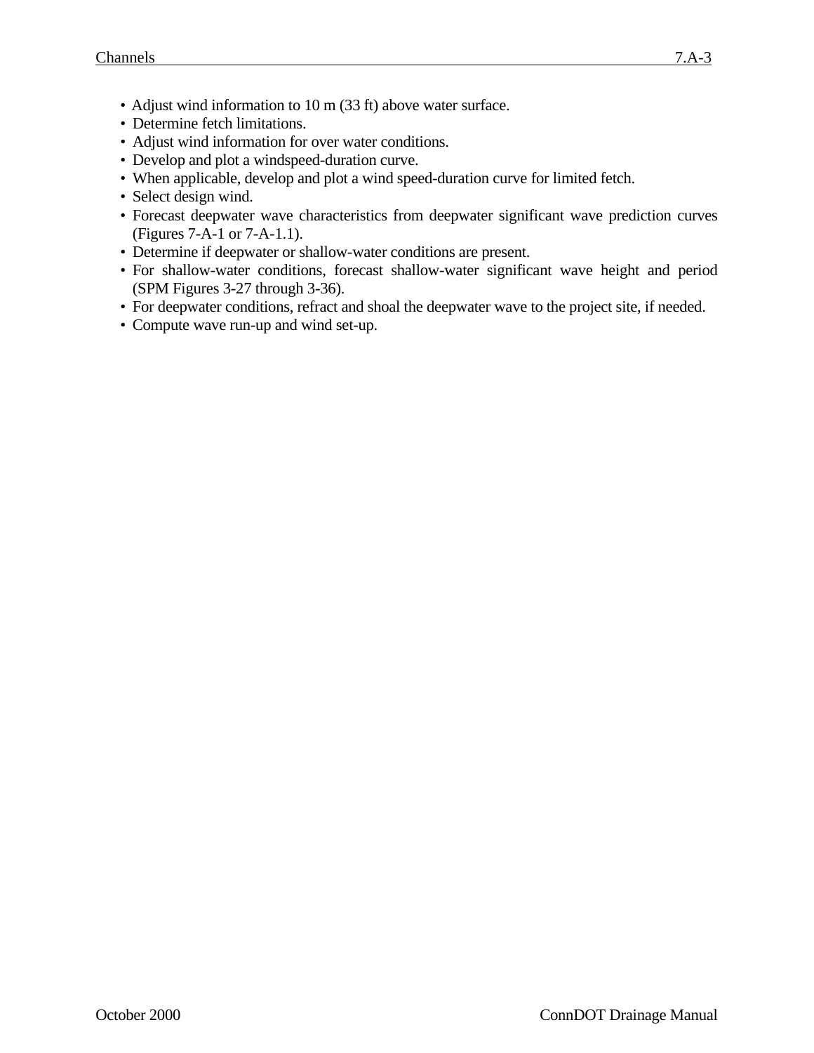- Adjust wind information to 10 m (33 ft) above water surface.
- Determine fetch limitations.
- Adjust wind information for over water conditions.
- Develop and plot a windspeed-duration curve.
- When applicable, develop and plot a wind speed-duration curve for limited fetch.
- Select design wind.
- Forecast deepwater wave characteristics from deepwater significant wave prediction curves (Figures 7-A-1 or 7-A-1.1).
- Determine if deepwater or shallow-water conditions are present.
- For shallow-water conditions, forecast shallow-water significant wave height and period (SPM Figures 3-27 through 3-36).
- For deepwater conditions, refract and shoal the deepwater wave to the project site, if needed.
- Compute wave run-up and wind set-up.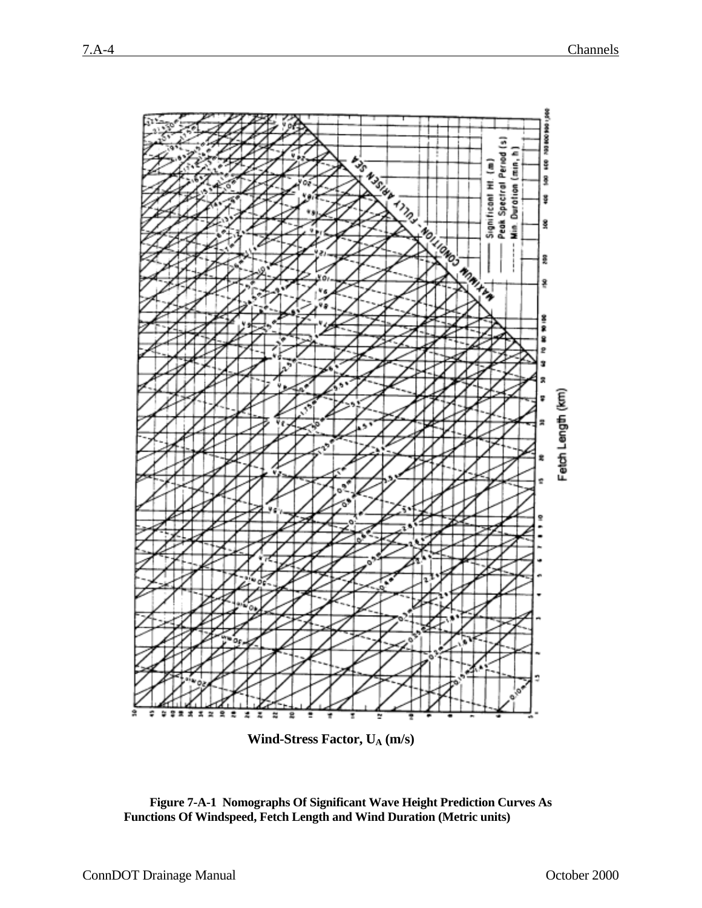Wind-Stress Factor, $U_A$ (m/s)

Fetch Length (km)

**Figure 7-A-1 Nomographs Of Significant Wave Height Prediction Curves As Functions Of Windspeed, Fetch Length and Wind Duration (Metric units)**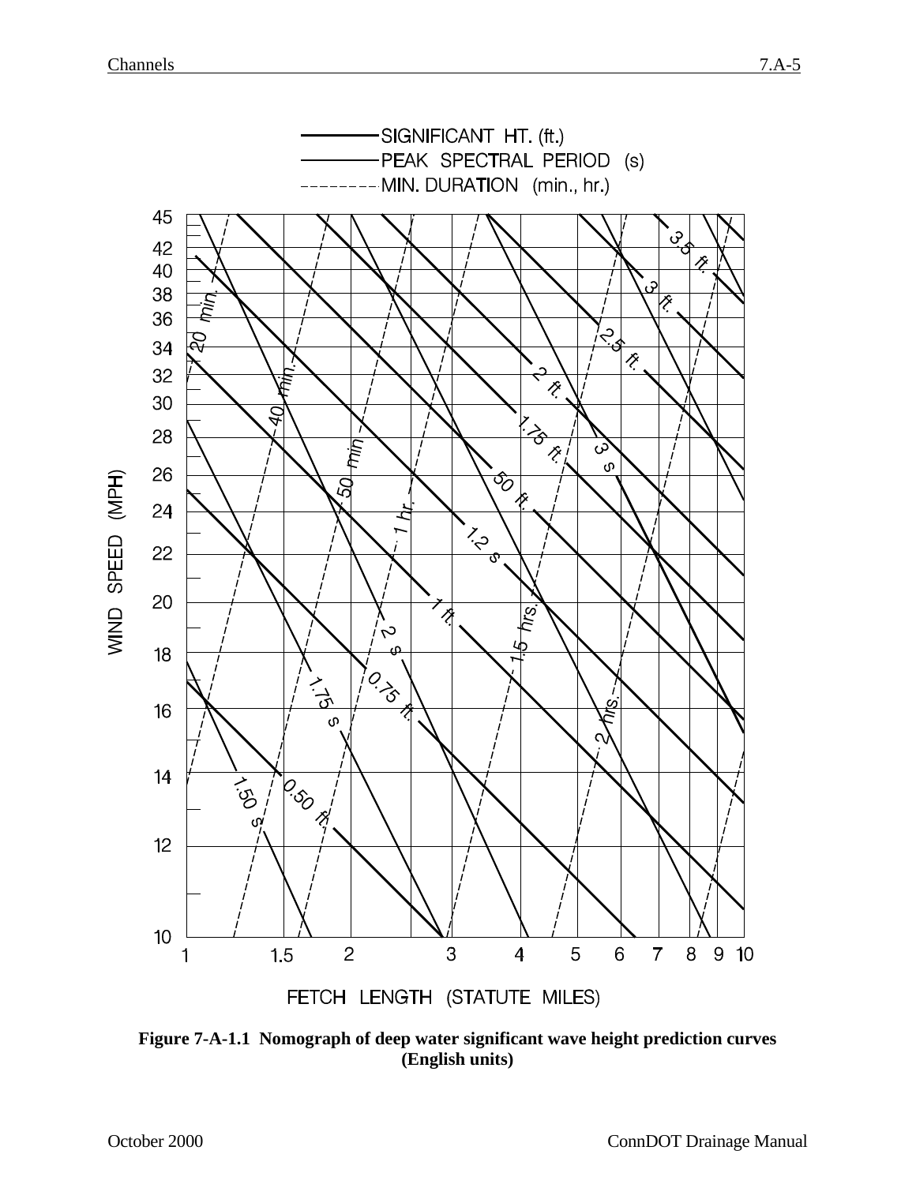SIGNIFICANT HT. (ft.)
PEAK SPECTRAL PERIOD (s)
MIN. DURATION (min., hr.)

WIND SPEED (MPH)

FETCH LENGTH (STATUTE MILES)

**Figure 7-A-1.1 Nomograph of deep water significant wave height prediction curves (English units)**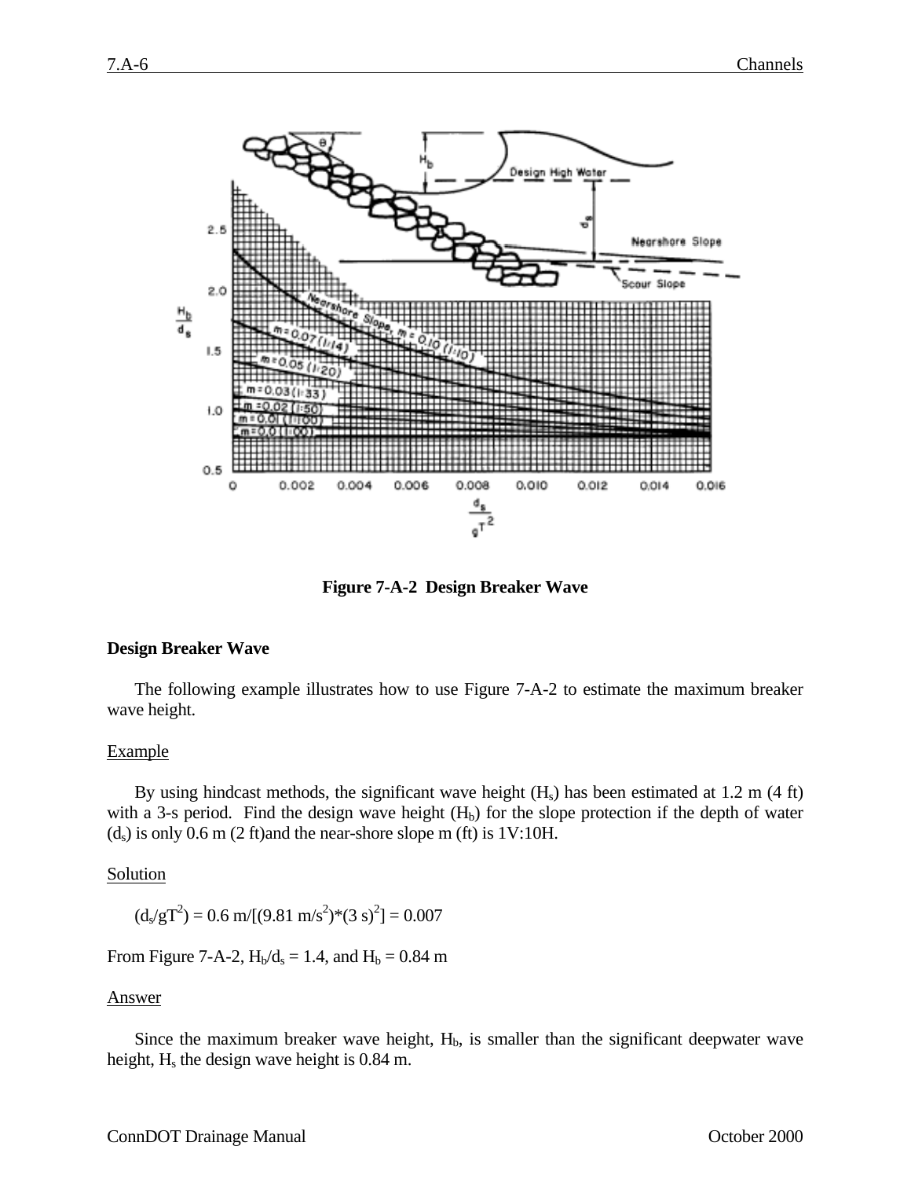H_b

d_s

2.5

2.0

1.5

1.0

0.5

0

0.002

0.004

0.006

0.008

0.010

0.012

0.014

0.016

$\frac{d_s}{gT^2}$

θ

$H_b$

Design High Water

$d_s$

Nearshore Slope

Scour Slope

Nearshore Slope, m = 0.10 (1:10)

m = 0.07 (1:14)

m = 0.05 (1:20)

m = 0.03 (1:33)

m = 0.02 (1:50)

m = 0.01 (1:100)

m = 0.0 (1:00)

**Figure 7-A-2 Design Breaker Wave**

**Design Breaker Wave**

The following example illustrates how to use Figure 7-A-2 to estimate the maximum breaker wave height.

Example

By using hindcast methods, the significant wave height ($H_s$) has been estimated at 1.2 m (4 ft) with a 3-s period. Find the design wave height ($H_b$) for the slope protection if the depth of water ($d_s$) is only 0.6 m (2 ft)and the near-shore slope m (ft) is 1V:10H.

Solution

$(d_s/gT^2) = 0.6 \text{ m}/[(9.81 \text{ m/s}^2)*(3 \text{ s})^2] = 0.007$

From Figure 7-A-2, $H_b/d_s = 1.4$, and $H_b = 0.84$ m

Answer

Since the maximum breaker wave height, $H_b$, is smaller than the significant deepwater wave height, $H_s$ the design wave height is 0.84 m.